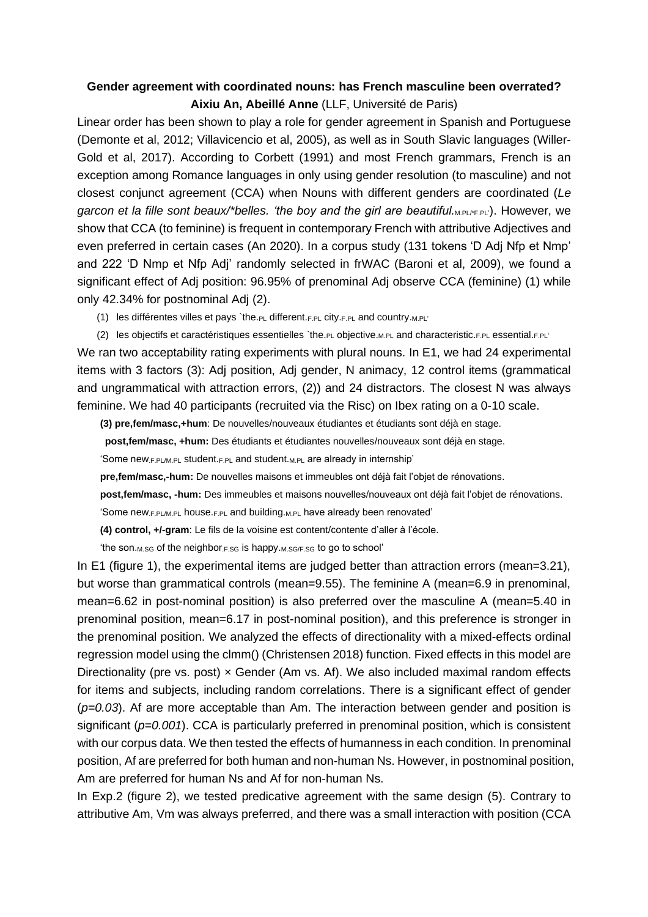**Gender agreement with coordinated nouns: has French masculine been overrated?**
**Aixiu An, Abeillé Anne** (LLF, Université de Paris)

Linear order has been shown to play a role for gender agreement in Spanish and Portuguese (Demonte et al, 2012; Villavicencio et al, 2005), as well as in South Slavic languages (Willer-Gold et al, 2017). According to Corbett (1991) and most French grammars, French is an exception among Romance languages in only using gender resolution (to masculine) and not closest conjunct agreement (CCA) when Nouns with different genders are coordinated (*Le garcon et la fille sont beaux/\*belles. 'the boy and the girl are beautiful.*$_{\text{M.PL/*F.PL}}$'). However, we show that CCA (to feminine) is frequent in contemporary French with attributive Adjectives and even preferred in certain cases (An 2020). In a corpus study (131 tokens 'D Adj Nfp et Nmp' and 222 'D Nmp et Nfp Adj' randomly selected in frWAC (Baroni et al, 2009), we found a significant effect of Adj position: 96.95% of prenominal Adj observe CCA (feminine) (1) while only 42.34% for postnominal Adj (2).

(1) les différentes villes et pays `the.$_{\text{PL}}$ different.$_{\text{F.PL}}$ city.$_{\text{F.PL}}$ and country.$_{\text{M.PL}}$'

(2) les objectifs et caractéristiques essentielles `the.$_{\text{PL}}$ objective.$_{\text{M.PL}}$ and characteristic.$_{\text{F.PL}}$ essential.$_{\text{F.PL}}$'

We ran two acceptability rating experiments with plural nouns. In E1, we had 24 experimental items with 3 factors (3): Adj position, Adj gender, N animacy, 12 control items (grammatical and ungrammatical with attraction errors, (2)) and 24 distractors. The closest N was always feminine. We had 40 participants (recruited via the Risc) on Ibex rating on a 0-10 scale.

**(3) pre,fem/masc,+hum**: De nouvelles/nouveaux étudiantes et étudiants sont déjà en stage.

**post,fem/masc, +hum:** Des étudiants et étudiantes nouvelles/nouveaux sont déjà en stage.

'Some new.$_{\text{F.PL/M.PL}}$ student.$_{\text{F.PL}}$ and student.$_{\text{M.PL}}$ are already in internship'

**pre,fem/masc,-hum:** De nouvelles maisons et immeubles ont déjà fait l'objet de rénovations.

**post,fem/masc, -hum:** Des immeubles et maisons nouvelles/nouveaux ont déjà fait l'objet de rénovations.

'Some new.$_{\text{F.PL/M.PL}}$ house.$_{\text{F.PL}}$ and building.$_{\text{M.PL}}$ have already been renovated'

**(4) control, +/-gram**: Le fils de la voisine est content/contente d'aller à l'école.

'the son.$_{\text{M.SG}}$ of the neighbor.$_{\text{F.SG}}$ is happy.$_{\text{M.SG/F.SG}}$ to go to school'

In E1 (figure 1), the experimental items are judged better than attraction errors (mean=3.21), but worse than grammatical controls (mean=9.55). The feminine A (mean=6.9 in prenominal, mean=6.62 in post-nominal position) is also preferred over the masculine A (mean=5.40 in prenominal position, mean=6.17 in post-nominal position), and this preference is stronger in the prenominal position. We analyzed the effects of directionality with a mixed-effects ordinal regression model using the clmm() (Christensen 2018) function. Fixed effects in this model are Directionality (pre vs. post) × Gender (Am vs. Af). We also included maximal random effects for items and subjects, including random correlations. There is a significant effect of gender (*p=0.03*). Af are more acceptable than Am. The interaction between gender and position is significant (*p=0.001*). CCA is particularly preferred in prenominal position, which is consistent with our corpus data. We then tested the effects of humanness in each condition. In prenominal position, Af are preferred for both human and non-human Ns. However, in postnominal position, Am are preferred for human Ns and Af for non-human Ns.

In Exp.2 (figure 2), we tested predicative agreement with the same design (5). Contrary to attributive Am, Vm was always preferred, and there was a small interaction with position (CCA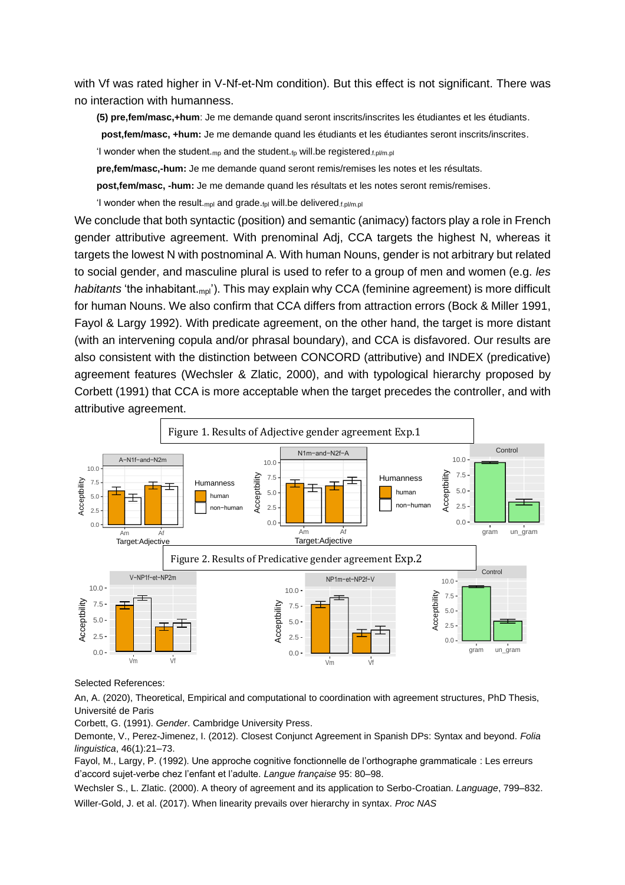with Vf was rated higher in V-Nf-et-Nm condition). But this effect is not significant. There was no interaction with humanness.

**(5) pre,fem/masc,+hum**: Je me demande quand seront inscrits/inscrites les étudiantes et les étudiants.

**post,fem/masc, +hum:** Je me demande quand les étudiants et les étudiantes seront inscrits/inscrites.

'I wonder when the student.$_{mp}$ and the student.$_{fp}$ will.be registered.$_{f.pl/m.pl}$

**pre,fem/masc,-hum:** Je me demande quand seront remis/remises les notes et les résultats.

**post,fem/masc, -hum:** Je me demande quand les résultats et les notes seront remis/remises.

'I wonder when the result.$_{mpl}$ and grade.$_{fpl}$ will.be delivered.$_{f.pl/m.pl}$

We conclude that both syntactic (position) and semantic (animacy) factors play a role in French gender attributive agreement. With prenominal Adj, CCA targets the highest N, whereas it targets the lowest N with postnominal A. With human Nouns, gender is not arbitrary but related to social gender, and masculine plural is used to refer to a group of men and women (e.g. *les habitants* 'the inhabitant.$_{mpl}$'). This may explain why CCA (feminine agreement) is more difficult for human Nouns. We also confirm that CCA differs from attraction errors (Bock & Miller 1991, Fayol & Largy 1992). With predicate agreement, on the other hand, the target is more distant (with an intervening copula and/or phrasal boundary), and CCA is disfavored. Our results are also consistent with the distinction between CONCORD (attributive) and INDEX (predicative) agreement features (Wechsler & Zlatic, 2000), and with typological hierarchy proposed by Corbett (1991) that CCA is more acceptable when the target precedes the controller, and with attributive agreement.

Figure 1. Results of Adjective gender agreement Exp.1

A−N1f−and−N2m
Acceptbility
10.0
7.5
5.0
2.5
0.0
Am
Af
Target:Adjective

Humanness
human
non−human

N1m−and−N2f−A
Acceptbility
10.0
7.5
5.0
2.5
0.0
Am
Af
Target:Adjective

Humanness
human
non−human

Control
Acceptbility
10.0
7.5
5.0
2.5
0.0
gram
un_gram

Figure 2. Results of Predicative gender agreement Exp.2

V−NP1f−et−NP2m
Acceptbility
10.0
7.5
5.0
2.5
0.0
Vm
Vf

NP1m−et−NP2f−V
Acceptbility
10.0
7.5
5.0
2.5
0.0
Vm
Vf

Control
Acceptbility
10.0
7.5
5.0
2.5
0.0
gram
un_gram

Selected References:

An, A. (2020), Theoretical, Empirical and computational to coordination with agreement structures, PhD Thesis, Université de Paris

Corbett, G. (1991). *Gender*. Cambridge University Press.

Demonte, V., Perez-Jimenez, I. (2012). Closest Conjunct Agreement in Spanish DPs: Syntax and beyond. *Folia linguistica*, 46(1):21–73.

Fayol, M., Largy, P. (1992). Une approche cognitive fonctionnelle de l'orthographe grammaticale : Les erreurs d'accord sujet-verbe chez l'enfant et l'adulte. *Langue française* 95: 80–98.

Wechsler S., L. Zlatic. (2000). A theory of agreement and its application to Serbo-Croatian. *Language*, 799–832.

Willer-Gold, J. et al. (2017). When linearity prevails over hierarchy in syntax. *Proc NAS*